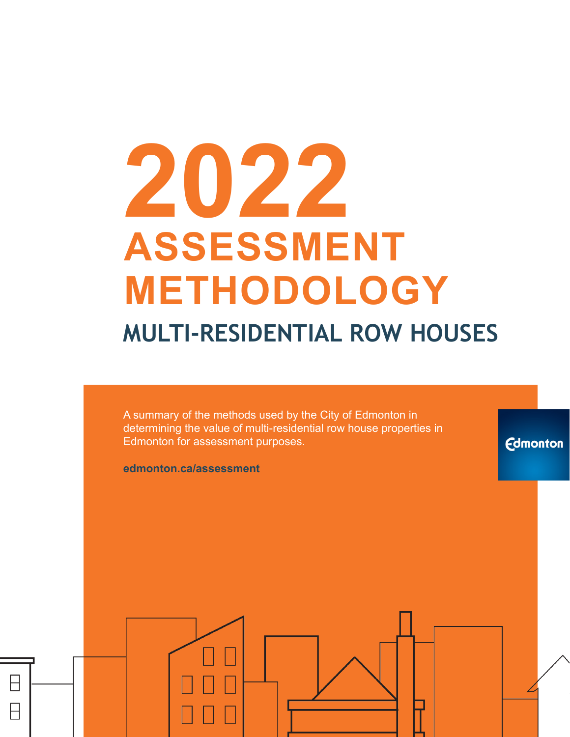# 2022

# ASSESSMENT METHODOLOGY

## MULTI-RESIDENTIAL ROW HOUSES

A summary of the methods used by the City of Edmonton in determining the value of multi-residential row house properties in Edmonton for assessment purposes.

**edmonton.ca/assessment**

Edmonton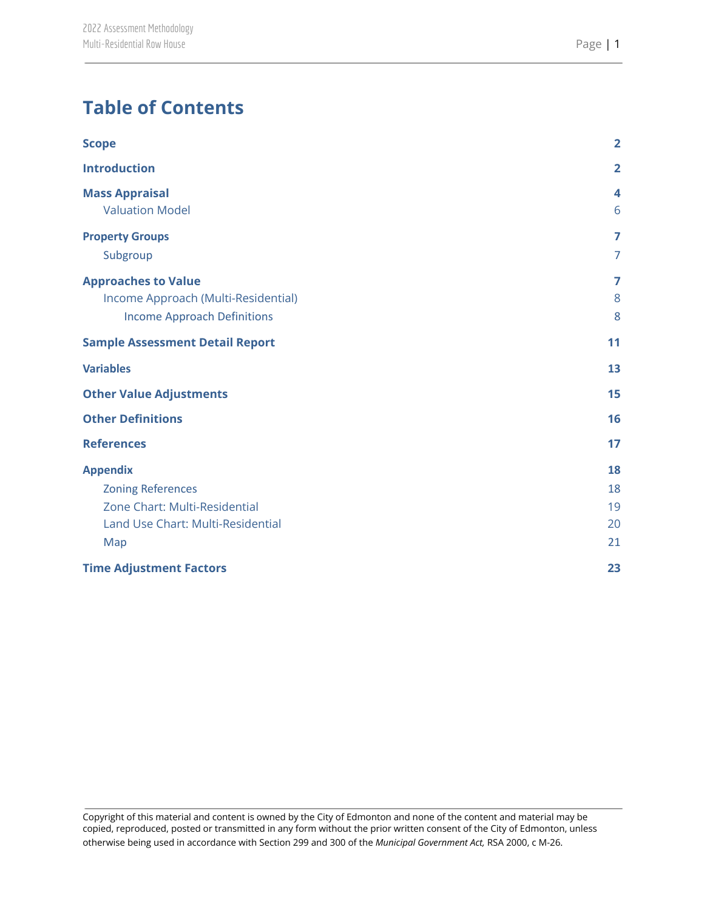# Table of Contents

| | |
|---|---|
| **Scope** | **2** |
| **Introduction** | **2** |
| **Mass Appraisal** | **4** |
| Valuation Model | 6 |
| **Property Groups** | **7** |
| Subgroup | 7 |
| **Approaches to Value** | **7** |
| Income Approach (Multi-Residential) | 8 |
| Income Approach Definitions | 8 |
| **Sample Assessment Detail Report** | **11** |
| **Variables** | **13** |
| **Other Value Adjustments** | **15** |
| **Other Definitions** | **16** |
| **References** | **17** |
| **Appendix** | **18** |
| Zoning References | 18 |
| Zone Chart: Multi-Residential | 19 |
| Land Use Chart: Multi-Residential | 20 |
| Map | 21 |
| **Time Adjustment Factors** | **23** |

Copyright of this material and content is owned by the City of Edmonton and none of the content and material may be copied, reproduced, posted or transmitted in any form without the prior written consent of the City of Edmonton, unless otherwise being used in accordance with Section 299 and 300 of the *Municipal Government Act,* RSA 2000, c M-26.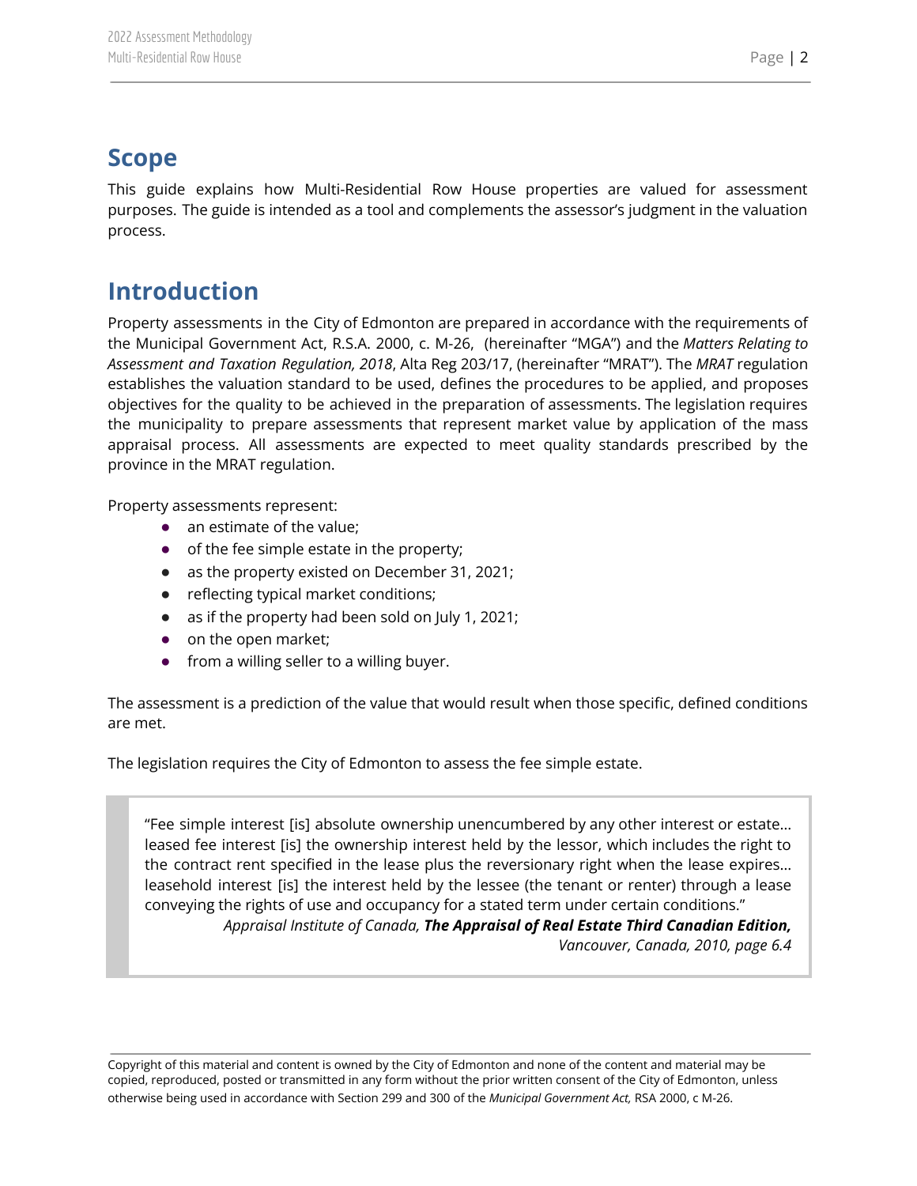## Scope

This guide explains how Multi-Residential Row House properties are valued for assessment purposes. The guide is intended as a tool and complements the assessor's judgment in the valuation process.

## Introduction

Property assessments in the City of Edmonton are prepared in accordance with the requirements of the Municipal Government Act, R.S.A. 2000, c. M-26, (hereinafter "MGA") and the *Matters Relating to Assessment and Taxation Regulation, 2018*, Alta Reg 203/17, (hereinafter "MRAT"). The *MRAT* regulation establishes the valuation standard to be used, defines the procedures to be applied, and proposes objectives for the quality to be achieved in the preparation of assessments. The legislation requires the municipality to prepare assessments that represent market value by application of the mass appraisal process. All assessments are expected to meet quality standards prescribed by the province in the MRAT regulation.

Property assessments represent:

- an estimate of the value;
- of the fee simple estate in the property;
- as the property existed on December 31, 2021;
- reflecting typical market conditions;
- as if the property had been sold on July 1, 2021;
- on the open market;
- from a willing seller to a willing buyer.

The assessment is a prediction of the value that would result when those specific, defined conditions are met.

The legislation requires the City of Edmonton to assess the fee simple estate.

> "Fee simple interest [is] absolute ownership unencumbered by any other interest or estate… leased fee interest [is] the ownership interest held by the lessor, which includes the right to the contract rent specified in the lease plus the reversionary right when the lease expires… leasehold interest [is] the interest held by the lessee (the tenant or renter) through a lease conveying the rights of use and occupancy for a stated term under certain conditions."
>
> *Appraisal Institute of Canada, **The Appraisal of Real Estate Third Canadian Edition,** Vancouver, Canada, 2010, page 6.4*

Copyright of this material and content is owned by the City of Edmonton and none of the content and material may be copied, reproduced, posted or transmitted in any form without the prior written consent of the City of Edmonton, unless otherwise being used in accordance with Section 299 and 300 of the *Municipal Government Act,* RSA 2000, c M-26.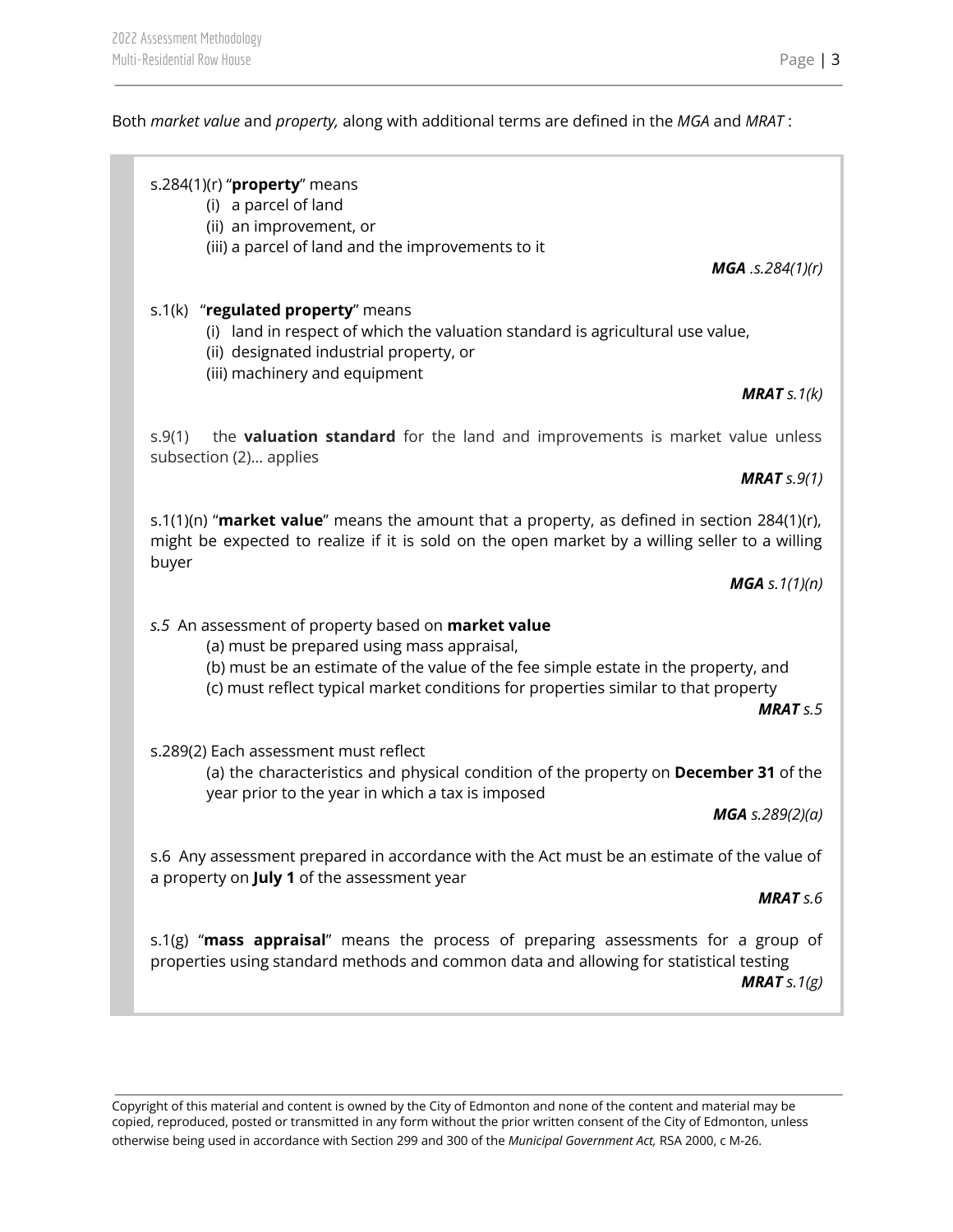Both *market value* and *property,* along with additional terms are defined in the *MGA* and *MRAT* :

> s.284(1)(r) "**property**" means
>
> (i) a parcel of land
>
> (ii) an improvement, or
>
> (iii) a parcel of land and the improvements to it
>
> ***MGA** .s.284(1)(r)*
>
> s.1(k) "**regulated property**" means
>
> (i) land in respect of which the valuation standard is agricultural use value,
>
> (ii) designated industrial property, or
>
> (iii) machinery and equipment
>
> ***MRAT** s.1(k)*
>
> s.9(1) the **valuation standard** for the land and improvements is market value unless subsection (2)... applies
>
> ***MRAT** s.9(1)*
>
> s.1(1)(n) "**market value**" means the amount that a property, as defined in section 284(1)(r), might be expected to realize if it is sold on the open market by a willing seller to a willing buyer
>
> ***MGA** s.1(1)(n)*
>
> *s.5* An assessment of property based on **market value**
>
> (a) must be prepared using mass appraisal,
>
> (b) must be an estimate of the value of the fee simple estate in the property, and
>
> (c) must reflect typical market conditions for properties similar to that property
>
> ***MRAT** s.5*
>
> s.289(2) Each assessment must reflect
>
> (a) the characteristics and physical condition of the property on **December 31** of the year prior to the year in which a tax is imposed
>
> ***MGA** s.289(2)(a)*
>
> s.6 Any assessment prepared in accordance with the Act must be an estimate of the value of a property on **July 1** of the assessment year
>
> ***MRAT** s.6*
>
> s.1(g) "**mass appraisal**" means the process of preparing assessments for a group of properties using standard methods and common data and allowing for statistical testing
>
> ***MRAT** s.1(g)*

Copyright of this material and content is owned by the City of Edmonton and none of the content and material may be copied, reproduced, posted or transmitted in any form without the prior written consent of the City of Edmonton, unless otherwise being used in accordance with Section 299 and 300 of the *Municipal Government Act,* RSA 2000, c M-26.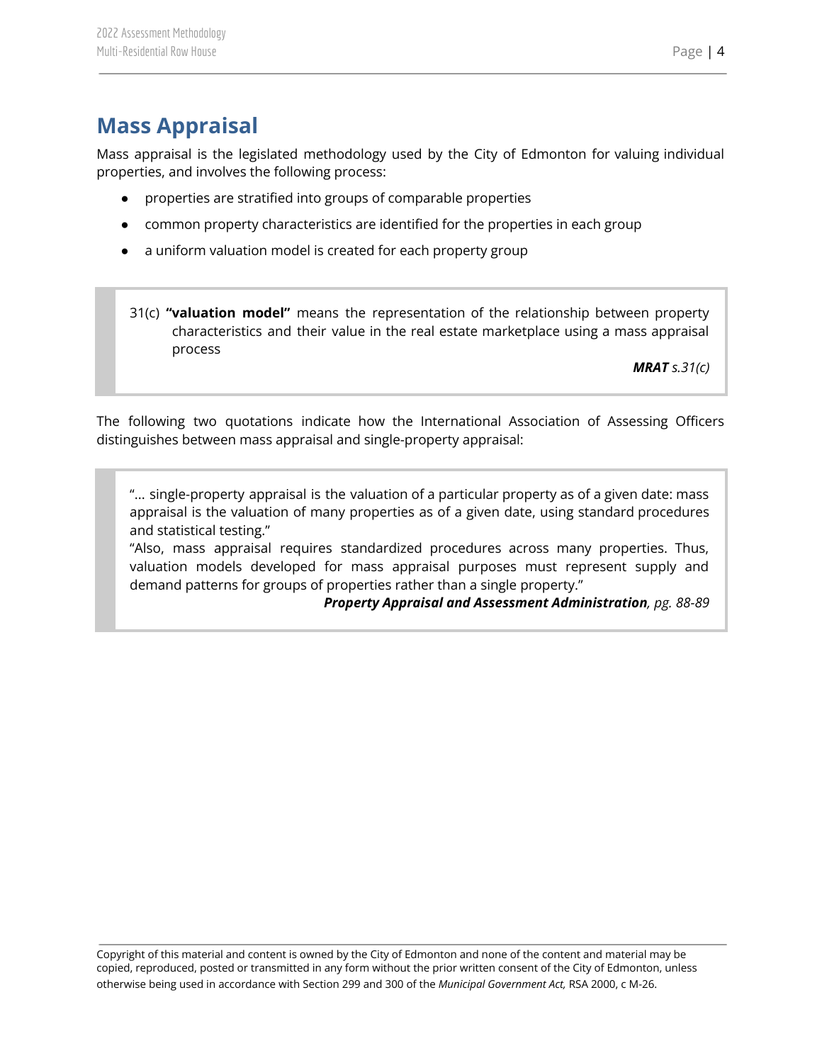## Mass Appraisal

Mass appraisal is the legislated methodology used by the City of Edmonton for valuing individual properties, and involves the following process:

- properties are stratified into groups of comparable properties
- common property characteristics are identified for the properties in each group
- a uniform valuation model is created for each property group

> 31(c) **"valuation model"** means the representation of the relationship between property characteristics and their value in the real estate marketplace using a mass appraisal process
>
> ***MRAT*** *s.31(c)*

The following two quotations indicate how the International Association of Assessing Officers distinguishes between mass appraisal and single-property appraisal:

> "... single-property appraisal is the valuation of a particular property as of a given date: mass appraisal is the valuation of many properties as of a given date, using standard procedures and statistical testing."
>
> "Also, mass appraisal requires standardized procedures across many properties. Thus, valuation models developed for mass appraisal purposes must represent supply and demand patterns for groups of properties rather than a single property."
>
> ***Property Appraisal and Assessment Administration****, pg. 88-89*

Copyright of this material and content is owned by the City of Edmonton and none of the content and material may be copied, reproduced, posted or transmitted in any form without the prior written consent of the City of Edmonton, unless otherwise being used in accordance with Section 299 and 300 of the *Municipal Government Act,* RSA 2000, c M-26.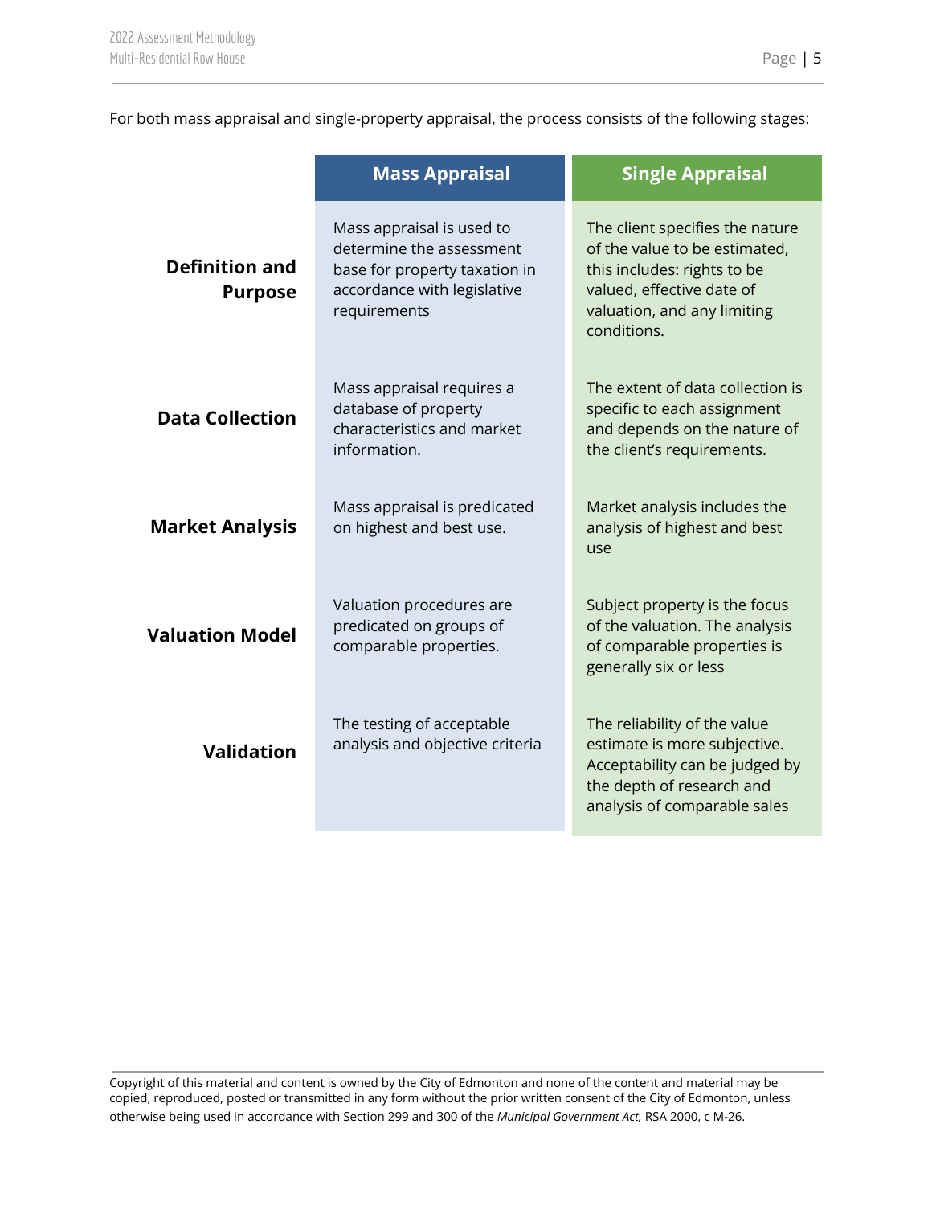For both mass appraisal and single-property appraisal, the process consists of the following stages:

| | Mass Appraisal | Single Appraisal |
|---|---|---|
| **Definition and Purpose** | Mass appraisal is used to determine the assessment base for property taxation in accordance with legislative requirements | The client specifies the nature of the value to be estimated, this includes: rights to be valued, effective date of valuation, and any limiting conditions. |
| **Data Collection** | Mass appraisal requires a database of property characteristics and market information. | The extent of data collection is specific to each assignment and depends on the nature of the client's requirements. |
| **Market Analysis** | Mass appraisal is predicated on highest and best use. | Market analysis includes the analysis of highest and best use |
| **Valuation Model** | Valuation procedures are predicated on groups of comparable properties. | Subject property is the focus of the valuation. The analysis of comparable properties is generally six or less |
| **Validation** | The testing of acceptable analysis and objective criteria | The reliability of the value estimate is more subjective. Acceptability can be judged by the depth of research and analysis of comparable sales |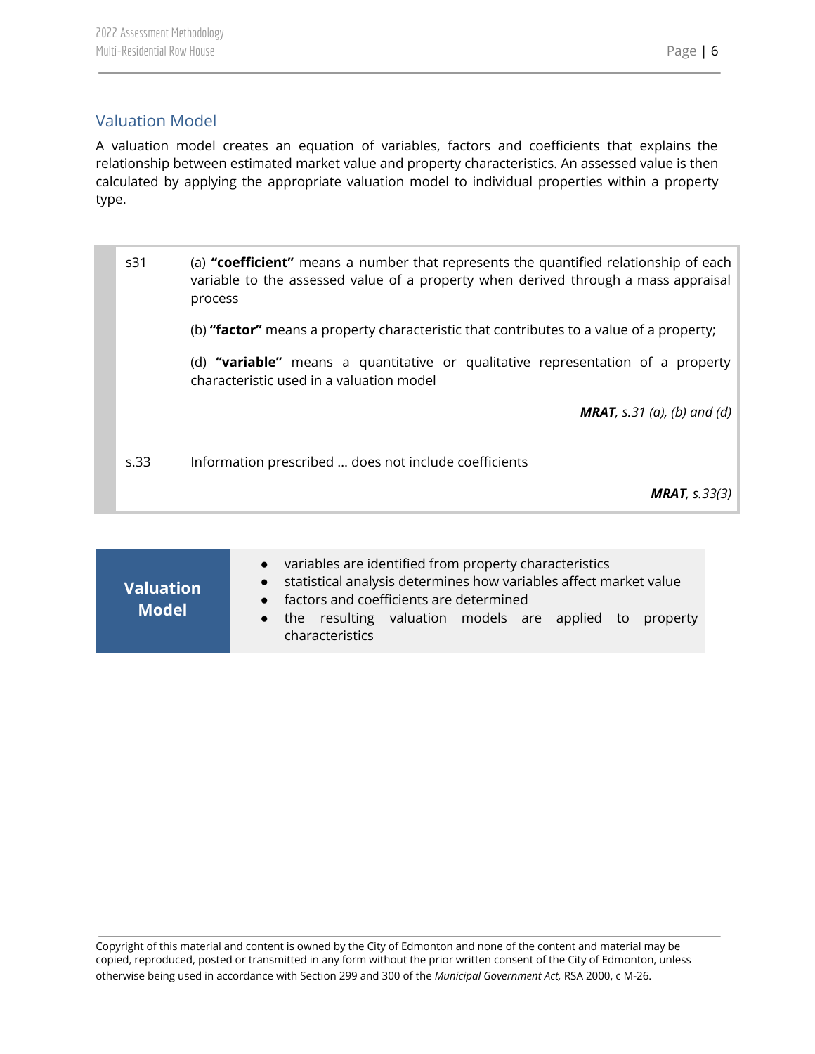## Valuation Model

A valuation model creates an equation of variables, factors and coefficients that explains the relationship between estimated market value and property characteristics. An assessed value is then calculated by applying the appropriate valuation model to individual properties within a property type.

| | |
|---|---|
| s31 | (a) **"coefficient"** means a number that represents the quantified relationship of each variable to the assessed value of a property when derived through a mass appraisal process<br><br>(b) **"factor"** means a property characteristic that contributes to a value of a property;<br><br>(d) **"variable"** means a quantitative or qualitative representation of a property characteristic used in a valuation model<br><br>***MRAT****, s.31 (a), (b) and (d)* |
| s.33 | Information prescribed … does not include coefficients<br><br>***MRAT****, s.33(3)* |

| **Valuation Model** | |
|---|---|
| | • variables are identified from property characteristics<br>• statistical analysis determines how variables affect market value<br>• factors and coefficients are determined<br>• the resulting valuation models are applied to property characteristics |

Copyright of this material and content is owned by the City of Edmonton and none of the content and material may be copied, reproduced, posted or transmitted in any form without the prior written consent of the City of Edmonton, unless otherwise being used in accordance with Section 299 and 300 of the *Municipal Government Act,* RSA 2000, c M-26.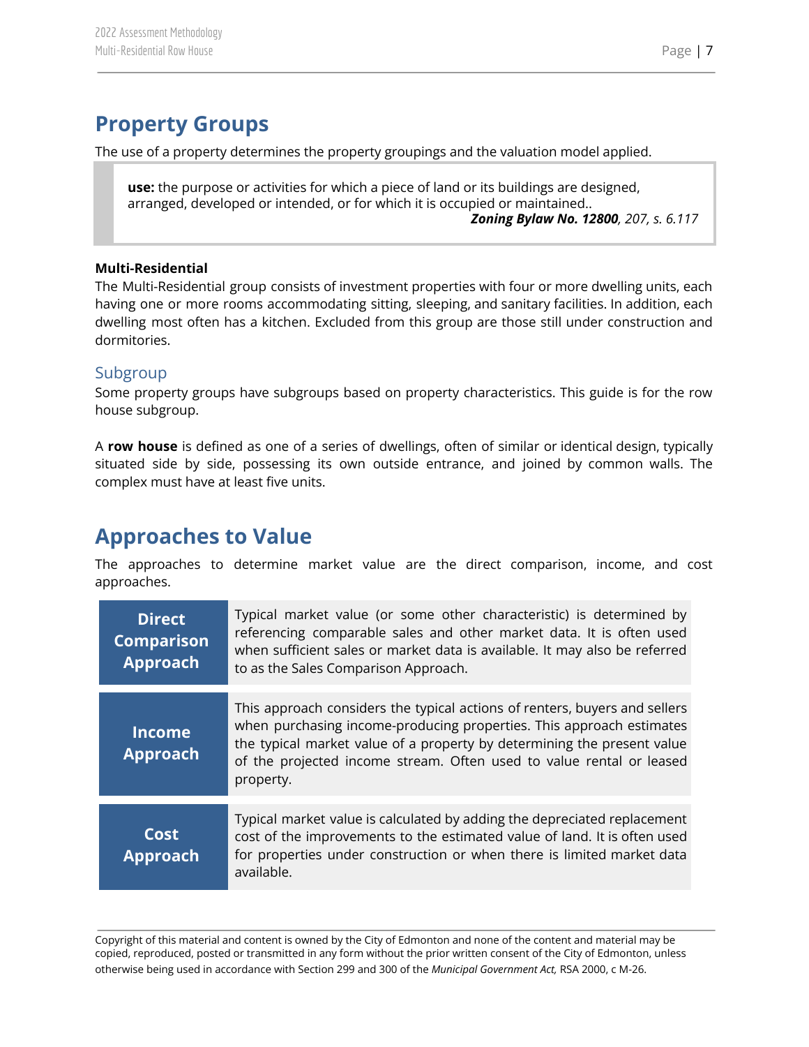## Property Groups

The use of a property determines the property groupings and the valuation model applied.

> **use:** the purpose or activities for which a piece of land or its buildings are designed, arranged, developed or intended, or for which it is occupied or maintained..
>
> ***Zoning Bylaw No. 12800**, 207, s. 6.117*

**Multi-Residential**

The Multi-Residential group consists of investment properties with four or more dwelling units, each having one or more rooms accommodating sitting, sleeping, and sanitary facilities. In addition, each dwelling most often has a kitchen. Excluded from this group are those still under construction and dormitories.

### Subgroup

Some property groups have subgroups based on property characteristics. This guide is for the row house subgroup.

A **row house** is defined as one of a series of dwellings, often of similar or identical design, typically situated side by side, possessing its own outside entrance, and joined by common walls. The complex must have at least five units.

## Approaches to Value

The approaches to determine market value are the direct comparison, income, and cost approaches.

| | |
|---|---|
| **Direct Comparison Approach** | Typical market value (or some other characteristic) is determined by referencing comparable sales and other market data. It is often used when sufficient sales or market data is available. It may also be referred to as the Sales Comparison Approach. |
| **Income Approach** | This approach considers the typical actions of renters, buyers and sellers when purchasing income-producing properties. This approach estimates the typical market value of a property by determining the present value of the projected income stream. Often used to value rental or leased property. |
| **Cost Approach** | Typical market value is calculated by adding the depreciated replacement cost of the improvements to the estimated value of land. It is often used for properties under construction or when there is limited market data available. |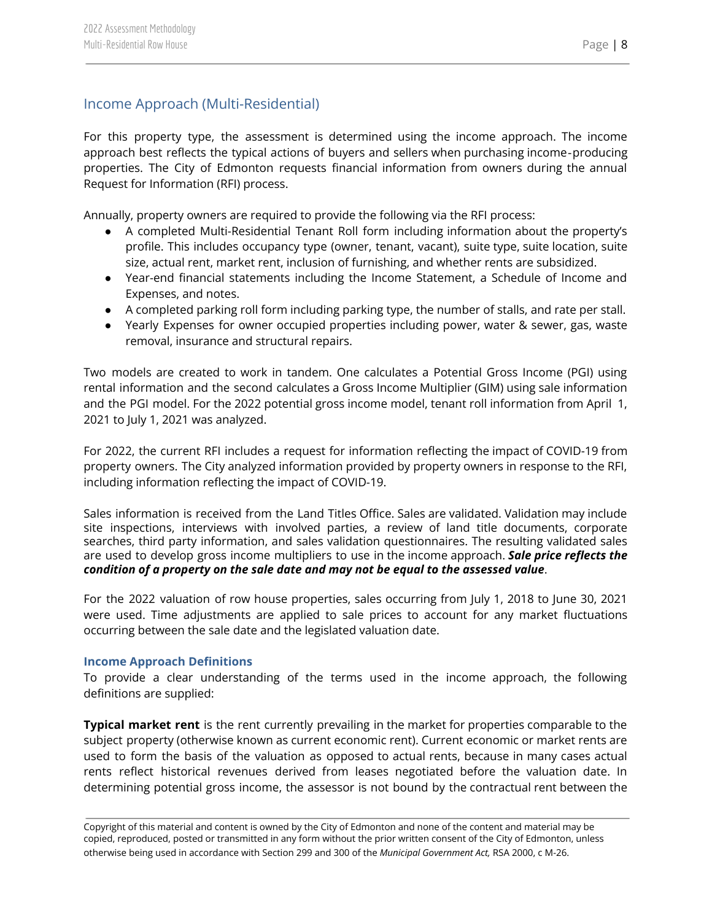## Income Approach (Multi-Residential)

For this property type, the assessment is determined using the income approach. The income approach best reflects the typical actions of buyers and sellers when purchasing income-producing properties. The City of Edmonton requests financial information from owners during the annual Request for Information (RFI) process.

Annually, property owners are required to provide the following via the RFI process:

- A completed Multi-Residential Tenant Roll form including information about the property's profile. This includes occupancy type (owner, tenant, vacant), suite type, suite location, suite size, actual rent, market rent, inclusion of furnishing, and whether rents are subsidized.
- Year-end financial statements including the Income Statement, a Schedule of Income and Expenses, and notes.
- A completed parking roll form including parking type, the number of stalls, and rate per stall.
- Yearly Expenses for owner occupied properties including power, water & sewer, gas, waste removal, insurance and structural repairs.

Two models are created to work in tandem. One calculates a Potential Gross Income (PGI) using rental information and the second calculates a Gross Income Multiplier (GIM) using sale information and the PGI model. For the 2022 potential gross income model, tenant roll information from April 1, 2021 to July 1, 2021 was analyzed.

For 2022, the current RFI includes a request for information reflecting the impact of COVID-19 from property owners. The City analyzed information provided by property owners in response to the RFI, including information reflecting the impact of COVID-19.

Sales information is received from the Land Titles Office. Sales are validated. Validation may include site inspections, interviews with involved parties, a review of land title documents, corporate searches, third party information, and sales validation questionnaires. The resulting validated sales are used to develop gross income multipliers to use in the income approach. ***Sale price reflects the condition of a property on the sale date and may not be equal to the assessed value***.

For the 2022 valuation of row house properties, sales occurring from July 1, 2018 to June 30, 2021 were used. Time adjustments are applied to sale prices to account for any market fluctuations occurring between the sale date and the legislated valuation date.

### Income Approach Definitions

To provide a clear understanding of the terms used in the income approach, the following definitions are supplied:

**Typical market rent** is the rent currently prevailing in the market for properties comparable to the subject property (otherwise known as current economic rent). Current economic or market rents are used to form the basis of the valuation as opposed to actual rents, because in many cases actual rents reflect historical revenues derived from leases negotiated before the valuation date. In determining potential gross income, the assessor is not bound by the contractual rent between the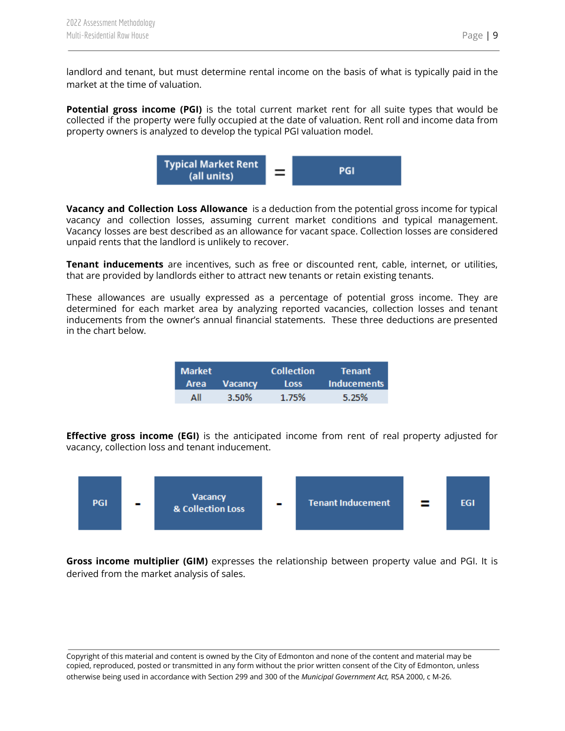landlord and tenant, but must determine rental income on the basis of what is typically paid in the market at the time of valuation.

**Potential gross income (PGI)** is the total current market rent for all suite types that would be collected if the property were fully occupied at the date of valuation. Rent roll and income data from property owners is analyzed to develop the typical PGI valuation model.

**Typical Market Rent (all units)** = **PGI**

**Vacancy and Collection Loss Allowance** is a deduction from the potential gross income for typical vacancy and collection losses, assuming current market conditions and typical management. Vacancy losses are best described as an allowance for vacant space. Collection losses are considered unpaid rents that the landlord is unlikely to recover.

**Tenant inducements** are incentives, such as free or discounted rent, cable, internet, or utilities, that are provided by landlords either to attract new tenants or retain existing tenants.

These allowances are usually expressed as a percentage of potential gross income. They are determined for each market area by analyzing reported vacancies, collection losses and tenant inducements from the owner's annual financial statements. These three deductions are presented in the chart below.

| Market Area | Vacancy | Collection Loss | Tenant Inducements |
|---|---|---|---|
| All | 3.50% | 1.75% | 5.25% |

**Effective gross income (EGI)** is the anticipated income from rent of real property adjusted for vacancy, collection loss and tenant inducement.

**PGI** - **Vacancy & Collection Loss** - **Tenant Inducement** = **EGI**

**Gross income multiplier (GIM)** expresses the relationship between property value and PGI. It is derived from the market analysis of sales.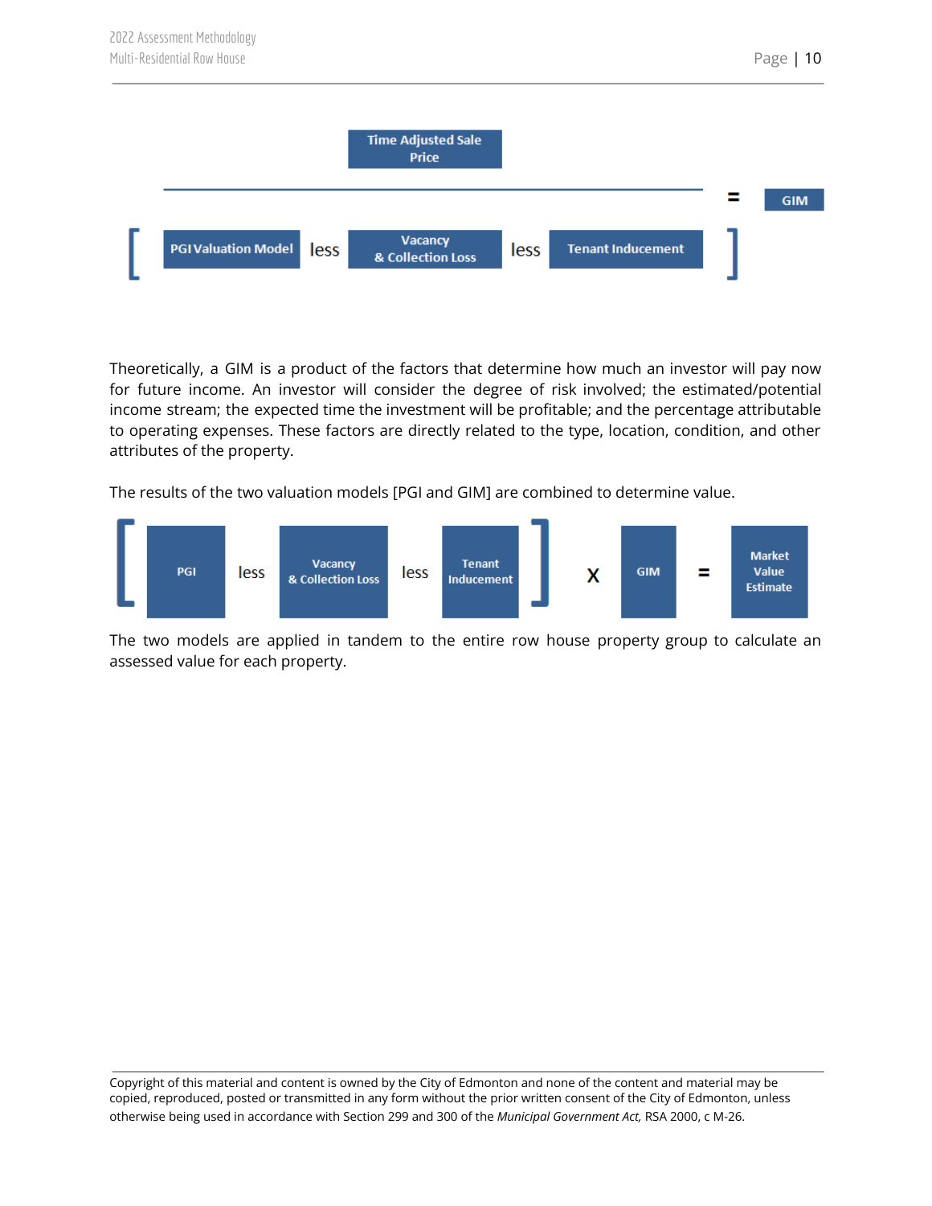$$\frac{\text{Time Adjusted Sale Price}}{[\text{PGI Valuation Model} \text{ less } \text{Vacancy \& Collection Loss} \text{ less } \text{Tenant Inducement}]} = \text{GIM}$$

Theoretically, a GIM is a product of the factors that determine how much an investor will pay now for future income. An investor will consider the degree of risk involved; the estimated/potential income stream; the expected time the investment will be profitable; and the percentage attributable to operating expenses. These factors are directly related to the type, location, condition, and other attributes of the property.

The results of the two valuation models [PGI and GIM] are combined to determine value.

$$[\text{PGI} \text{ less } \text{Vacancy \& Collection Loss} \text{ less } \text{Tenant Inducement}] \times \text{GIM} = \text{Market Value Estimate}$$

The two models are applied in tandem to the entire row house property group to calculate an assessed value for each property.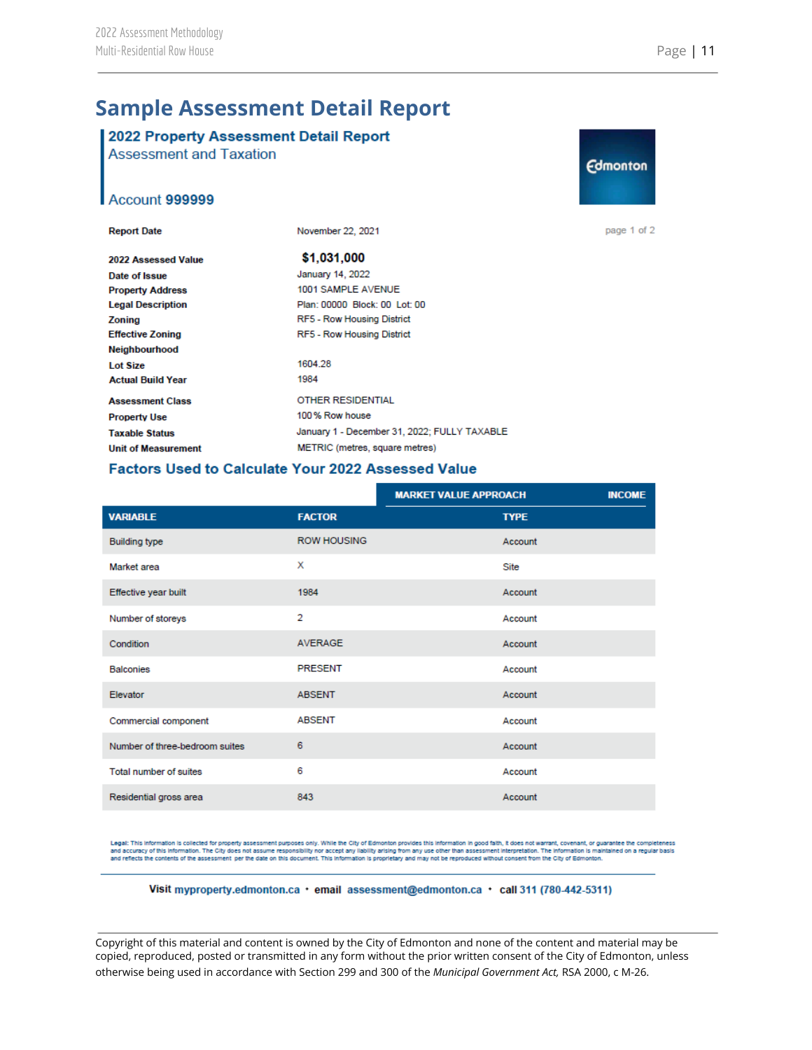# Sample Assessment Detail Report

## 2022 Property Assessment Detail Report

Assessment and Taxation

Account **999999**

Edmonton

page 1 of 2

| | |
|---|---|
| **Report Date** | November 22, 2021 |
| **2022 Assessed Value** | **$1,031,000** |
| **Date of Issue** | January 14, 2022 |
| **Property Address** | 1001 SAMPLE AVENUE |
| **Legal Description** | Plan: 00000 Block: 00 Lot: 00 |
| **Zoning** | RF5 - Row Housing District |
| **Effective Zoning** | RF5 - Row Housing District |
| **Neighbourhood** | |
| **Lot Size** | 1604.28 |
| **Actual Build Year** | 1984 |
| **Assessment Class** | OTHER RESIDENTIAL |
| **Property Use** | 100 % Row house |
| **Taxable Status** | January 1 - December 31, 2022; FULLY TAXABLE |
| **Unit of Measurement** | METRIC (metres, square metres) |

### Factors Used to Calculate Your 2022 Assessed Value

| | | MARKET VALUE APPROACH — INCOME |
|---|---|---|
| **VARIABLE** | **FACTOR** | **TYPE** |
| Building type | ROW HOUSING | Account |
| Market area | X | Site |
| Effective year built | 1984 | Account |
| Number of storeys | 2 | Account |
| Condition | AVERAGE | Account |
| Balconies | PRESENT | Account |
| Elevator | ABSENT | Account |
| Commercial component | ABSENT | Account |
| Number of three-bedroom suites | 6 | Account |
| Total number of suites | 6 | Account |
| Residential gross area | 843 | Account |

**Legal:** This information is collected for property assessment purposes only. While the City of Edmonton provides this information in good faith, it does not warrant, covenant, or guarantee the completeness and accuracy of this information. The City does not assume responsibility nor accept any liability arising from any use other than assessment interpretation. The information is maintained on a regular basis and reflects the contents of the assessment per the date on this document. This information is proprietary and may not be reproduced without consent from the City of Edmonton.

**Visit** myproperty.edmonton.ca • **email** assessment@edmonton.ca • **call** 311 (780-442-5311)

Copyright of this material and content is owned by the City of Edmonton and none of the content and material may be copied, reproduced, posted or transmitted in any form without the prior written consent of the City of Edmonton, unless otherwise being used in accordance with Section 299 and 300 of the *Municipal Government Act,* RSA 2000, c M-26.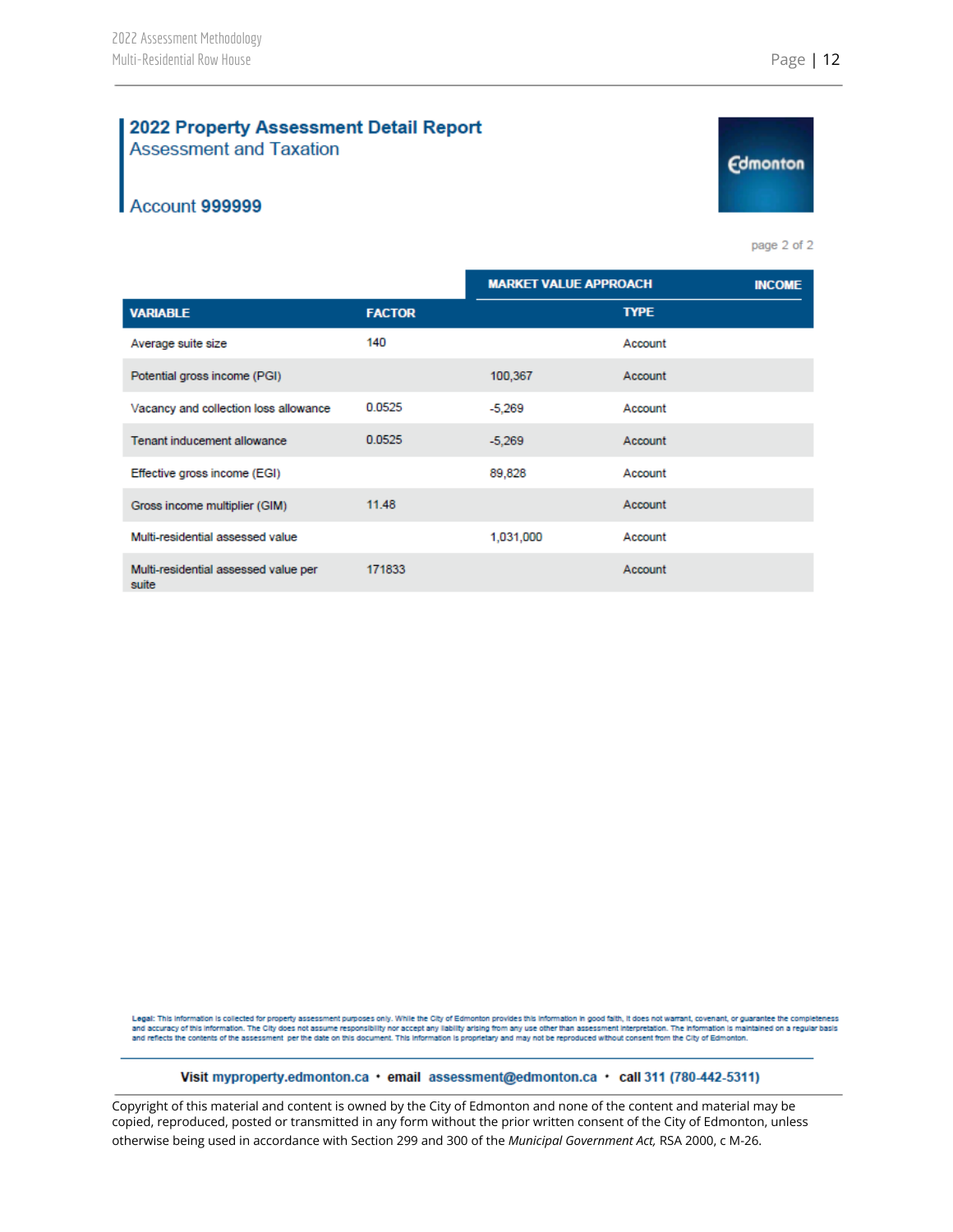## 2022 Property Assessment Detail Report

Assessment and Taxation

Account **999999**

page 2 of 2

| | | MARKET VALUE APPROACH | INCOME |
|---|---|---|---|
| **VARIABLE** | **FACTOR** | | **TYPE** |
| Average suite size | 140 | | Account |
| Potential gross income (PGI) | | 100,367 | Account |
| Vacancy and collection loss allowance | 0.0525 | -5,269 | Account |
| Tenant inducement allowance | 0.0525 | -5,269 | Account |
| Effective gross income (EGI) | | 89,828 | Account |
| Gross income multiplier (GIM) | 11.48 | | Account |
| Multi-residential assessed value | | 1,031,000 | Account |
| Multi-residential assessed value per suite | 171833 | | Account |

**Legal:** This information is collected for property assessment purposes only. While the City of Edmonton provides this information in good faith, it does not warrant, covenant, or guarantee the completeness and accuracy of this information. The City does not assume responsibility nor accept any liability arising from any use other than assessment interpretation. The information is maintained on a regular basis and reflects the contents of the assessment per the date on this document. This information is proprietary and may not be reproduced without consent from the City of Edmonton.

**Visit** mypropertyedmonton.ca • **email** assessment@edmonton.ca • **call** 311 (780-442-5311)

Copyright of this material and content is owned by the City of Edmonton and none of the content and material may be copied, reproduced, posted or transmitted in any form without the prior written consent of the City of Edmonton, unless otherwise being used in accordance with Section 299 and 300 of the *Municipal Government Act,* RSA 2000, c M-26.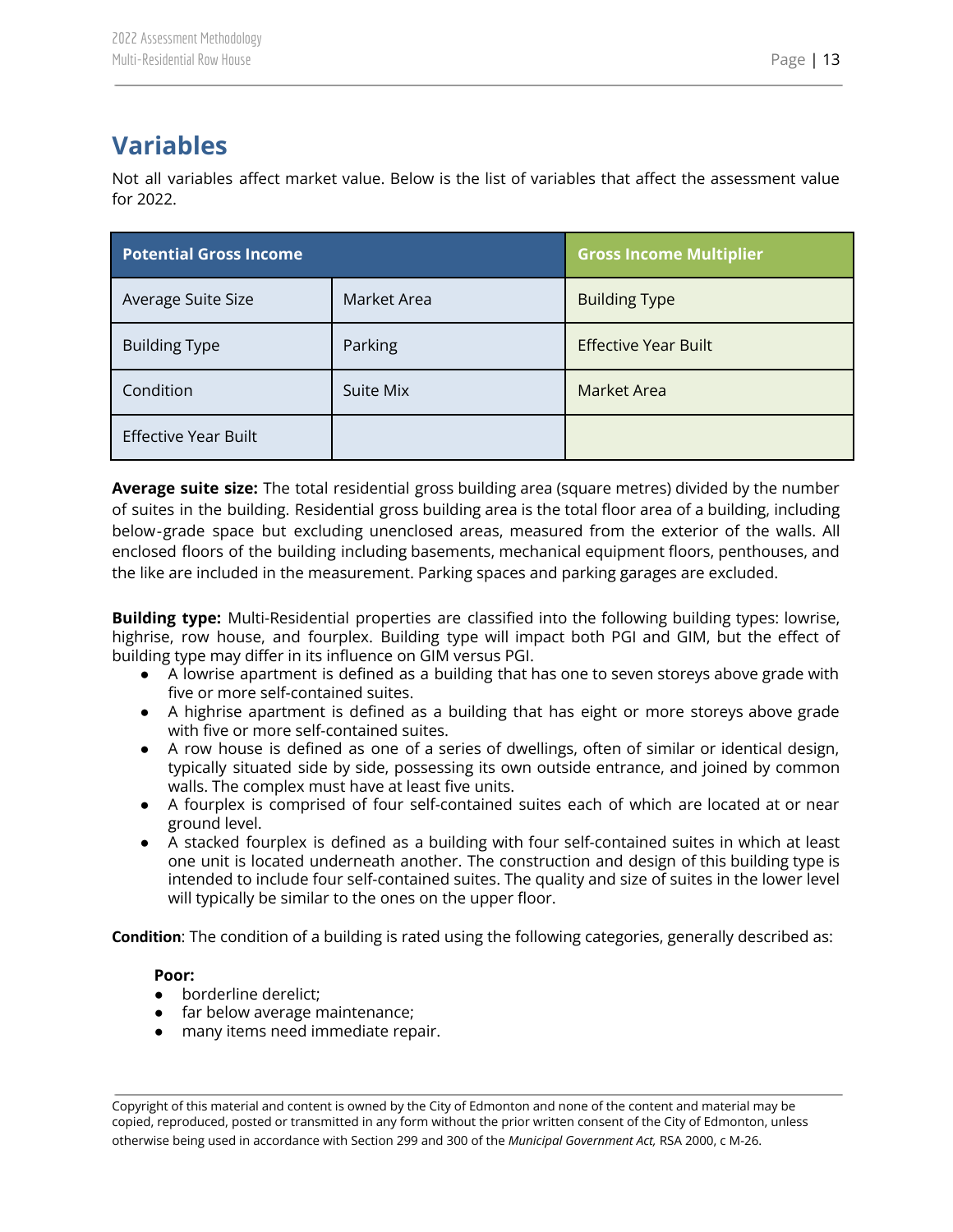## Variables

Not all variables affect market value. Below is the list of variables that affect the assessment value for 2022.

| Potential Gross Income | | Gross Income Multiplier |
|---|---|---|
| Average Suite Size | Market Area | Building Type |
| Building Type | Parking | Effective Year Built |
| Condition | Suite Mix | Market Area |
| Effective Year Built | | |

**Average suite size:** The total residential gross building area (square metres) divided by the number of suites in the building. Residential gross building area is the total floor area of a building, including below-grade space but excluding unenclosed areas, measured from the exterior of the walls. All enclosed floors of the building including basements, mechanical equipment floors, penthouses, and the like are included in the measurement. Parking spaces and parking garages are excluded.

**Building type:** Multi-Residential properties are classified into the following building types: lowrise, highrise, row house, and fourplex. Building type will impact both PGI and GIM, but the effect of building type may differ in its influence on GIM versus PGI.

- A lowrise apartment is defined as a building that has one to seven storeys above grade with five or more self-contained suites.
- A highrise apartment is defined as a building that has eight or more storeys above grade with five or more self-contained suites.
- A row house is defined as one of a series of dwellings, often of similar or identical design, typically situated side by side, possessing its own outside entrance, and joined by common walls. The complex must have at least five units.
- A fourplex is comprised of four self-contained suites each of which are located at or near ground level.
- A stacked fourplex is defined as a building with four self-contained suites in which at least one unit is located underneath another. The construction and design of this building type is intended to include four self-contained suites. The quality and size of suites in the lower level will typically be similar to the ones on the upper floor.

**Condition**: The condition of a building is rated using the following categories, generally described as:

**Poor:**

- borderline derelict;
- far below average maintenance;
- many items need immediate repair.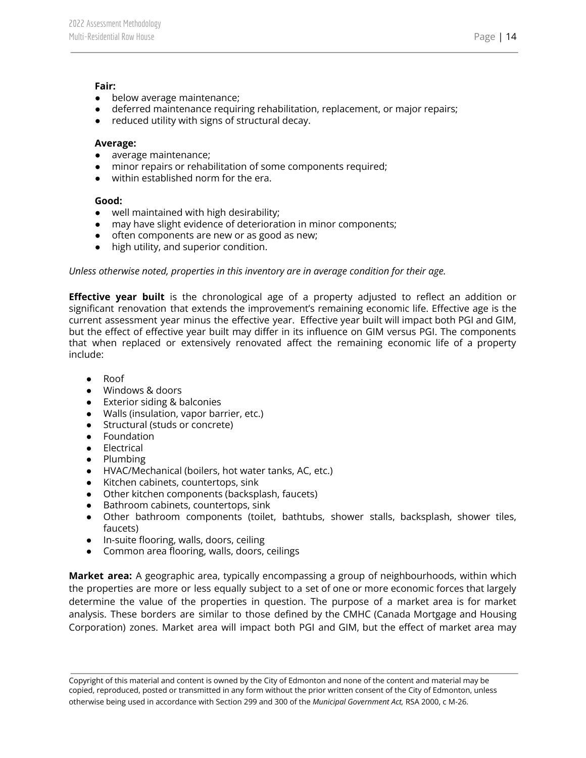**Fair:**

- below average maintenance;
- deferred maintenance requiring rehabilitation, replacement, or major repairs;
- reduced utility with signs of structural decay.

**Average:**

- average maintenance;
- minor repairs or rehabilitation of some components required;
- within established norm for the era.

**Good:**

- well maintained with high desirability;
- may have slight evidence of deterioration in minor components;
- often components are new or as good as new;
- high utility, and superior condition.

*Unless otherwise noted, properties in this inventory are in average condition for their age.*

**Effective year built** is the chronological age of a property adjusted to reflect an addition or significant renovation that extends the improvement's remaining economic life. Effective age is the current assessment year minus the effective year. Effective year built will impact both PGI and GIM, but the effect of effective year built may differ in its influence on GIM versus PGI. The components that when replaced or extensively renovated affect the remaining economic life of a property include:

- Roof
- Windows & doors
- Exterior siding & balconies
- Walls (insulation, vapor barrier, etc.)
- Structural (studs or concrete)
- Foundation
- Electrical
- Plumbing
- HVAC/Mechanical (boilers, hot water tanks, AC, etc.)
- Kitchen cabinets, countertops, sink
- Other kitchen components (backsplash, faucets)
- Bathroom cabinets, countertops, sink
- Other bathroom components (toilet, bathtubs, shower stalls, backsplash, shower tiles, faucets)
- In-suite flooring, walls, doors, ceiling
- Common area flooring, walls, doors, ceilings

**Market area:** A geographic area, typically encompassing a group of neighbourhoods, within which the properties are more or less equally subject to a set of one or more economic forces that largely determine the value of the properties in question. The purpose of a market area is for market analysis. These borders are similar to those defined by the CMHC (Canada Mortgage and Housing Corporation) zones. Market area will impact both PGI and GIM, but the effect of market area may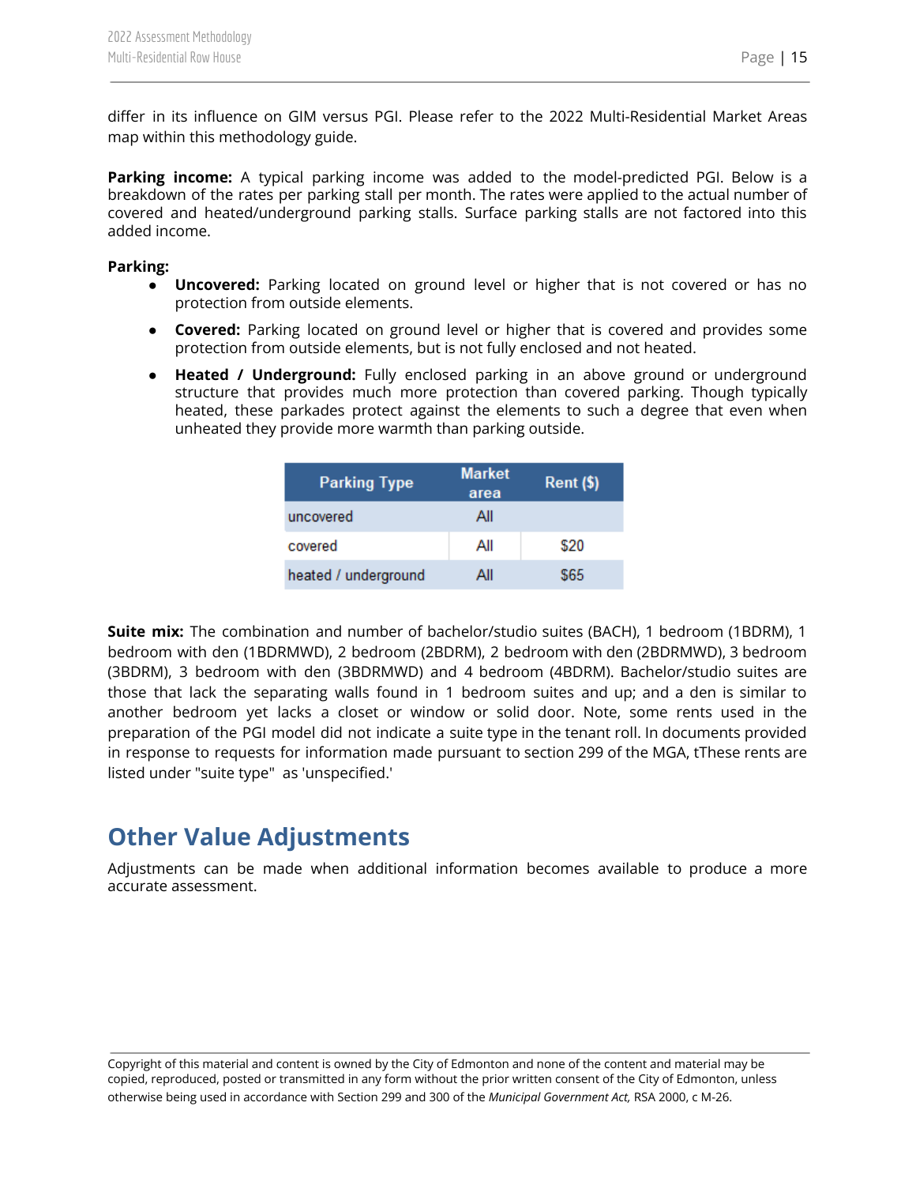differ in its influence on GIM versus PGI. Please refer to the 2022 Multi-Residential Market Areas map within this methodology guide.

**Parking income:** A typical parking income was added to the model-predicted PGI. Below is a breakdown of the rates per parking stall per month. The rates were applied to the actual number of covered and heated/underground parking stalls. Surface parking stalls are not factored into this added income.

**Parking:**

- **Uncovered:** Parking located on ground level or higher that is not covered or has no protection from outside elements.
- **Covered:** Parking located on ground level or higher that is covered and provides some protection from outside elements, but is not fully enclosed and not heated.
- **Heated / Underground:** Fully enclosed parking in an above ground or underground structure that provides much more protection than covered parking. Though typically heated, these parkades protect against the elements to such a degree that even when unheated they provide more warmth than parking outside.

| Parking Type | Market area | Rent ($) |
|---|---|---|
| uncovered | All | |
| covered | All | $20 |
| heated / underground | All | $65 |

**Suite mix:** The combination and number of bachelor/studio suites (BACH), 1 bedroom (1BDRM), 1 bedroom with den (1BDRMWD), 2 bedroom (2BDRM), 2 bedroom with den (2BDRMWD), 3 bedroom (3BDRM), 3 bedroom with den (3BDRMWD) and 4 bedroom (4BDRM). Bachelor/studio suites are those that lack the separating walls found in 1 bedroom suites and up; and a den is similar to another bedroom yet lacks a closet or window or solid door. Note, some rents used in the preparation of the PGI model did not indicate a suite type in the tenant roll. In documents provided in response to requests for information made pursuant to section 299 of the MGA, tThese rents are listed under "suite type" as 'unspecified.'

## Other Value Adjustments

Adjustments can be made when additional information becomes available to produce a more accurate assessment.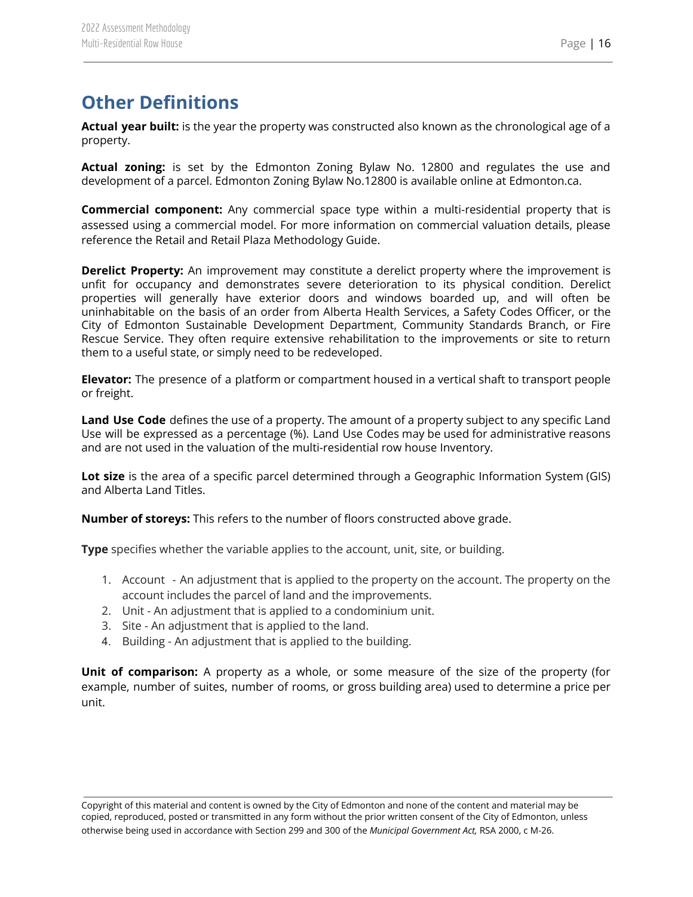## Other Definitions

**Actual year built:** is the year the property was constructed also known as the chronological age of a property.

**Actual zoning:** is set by the Edmonton Zoning Bylaw No. 12800 and regulates the use and development of a parcel. Edmonton Zoning Bylaw No.12800 is available online at Edmonton.ca.

**Commercial component:** Any commercial space type within a multi-residential property that is assessed using a commercial model. For more information on commercial valuation details, please reference the Retail and Retail Plaza Methodology Guide.

**Derelict Property:** An improvement may constitute a derelict property where the improvement is unfit for occupancy and demonstrates severe deterioration to its physical condition. Derelict properties will generally have exterior doors and windows boarded up, and will often be uninhabitable on the basis of an order from Alberta Health Services, a Safety Codes Officer, or the City of Edmonton Sustainable Development Department, Community Standards Branch, or Fire Rescue Service. They often require extensive rehabilitation to the improvements or site to return them to a useful state, or simply need to be redeveloped.

**Elevator:** The presence of a platform or compartment housed in a vertical shaft to transport people or freight.

**Land Use Code** defines the use of a property. The amount of a property subject to any specific Land Use will be expressed as a percentage (%). Land Use Codes may be used for administrative reasons and are not used in the valuation of the multi-residential row house Inventory.

**Lot size** is the area of a specific parcel determined through a Geographic Information System (GIS) and Alberta Land Titles.

**Number of storeys:** This refers to the number of floors constructed above grade.

**Type** specifies whether the variable applies to the account, unit, site, or building.

1. Account - An adjustment that is applied to the property on the account. The property on the account includes the parcel of land and the improvements.
2. Unit - An adjustment that is applied to a condominium unit.
3. Site - An adjustment that is applied to the land.
4. Building - An adjustment that is applied to the building.

**Unit of comparison:** A property as a whole, or some measure of the size of the property (for example, number of suites, number of rooms, or gross building area) used to determine a price per unit.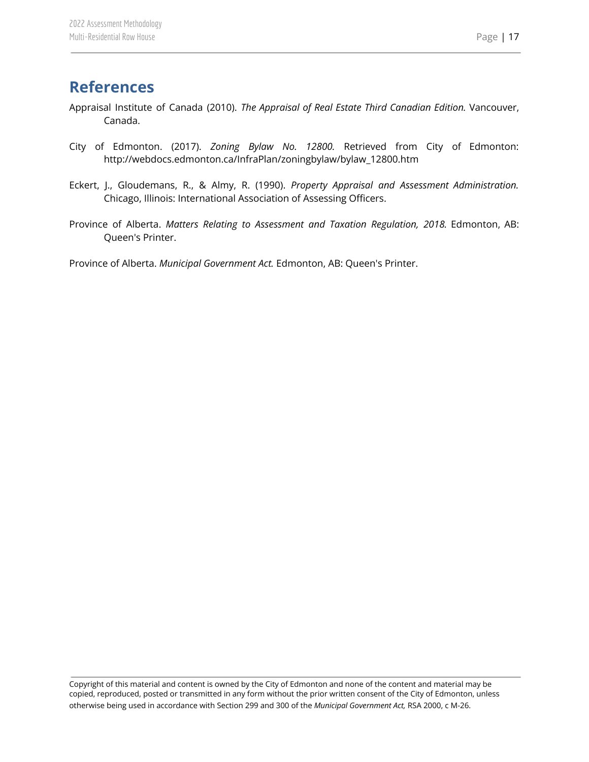# References

Appraisal Institute of Canada (2010). *The Appraisal of Real Estate Third Canadian Edition.* Vancouver, Canada.

City of Edmonton. (2017). *Zoning Bylaw No. 12800.* Retrieved from City of Edmonton: http://webdocs.edmonton.ca/InfraPlan/zoningbylaw/bylaw_12800.htm

Eckert, J., Gloudemans, R., & Almy, R. (1990). *Property Appraisal and Assessment Administration.* Chicago, Illinois: International Association of Assessing Officers.

Province of Alberta. *Matters Relating to Assessment and Taxation Regulation, 2018.* Edmonton, AB: Queen's Printer.

Province of Alberta. *Municipal Government Act.* Edmonton, AB: Queen's Printer.

Copyright of this material and content is owned by the City of Edmonton and none of the content and material may be copied, reproduced, posted or transmitted in any form without the prior written consent of the City of Edmonton, unless otherwise being used in accordance with Section 299 and 300 of the *Municipal Government Act,* RSA 2000, c M-26.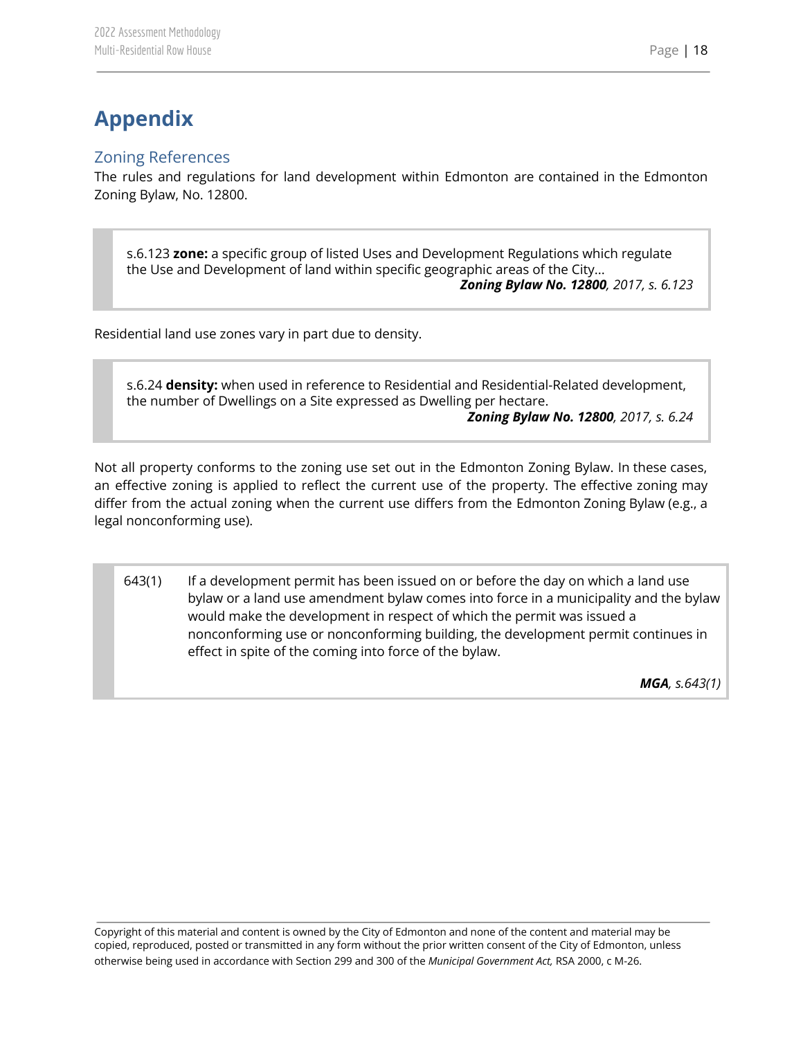# Appendix

## Zoning References

The rules and regulations for land development within Edmonton are contained in the Edmonton Zoning Bylaw, No. 12800.

> s.6.123 **zone:** a specific group of listed Uses and Development Regulations which regulate the Use and Development of land within specific geographic areas of the City...
>
> ***Zoning Bylaw No. 12800**, 2017, s. 6.123*

Residential land use zones vary in part due to density.

> s.6.24 **density:** when used in reference to Residential and Residential-Related development, the number of Dwellings on a Site expressed as Dwelling per hectare.
>
> ***Zoning Bylaw No. 12800**, 2017, s. 6.24*

Not all property conforms to the zoning use set out in the Edmonton Zoning Bylaw. In these cases, an effective zoning is applied to reflect the current use of the property. The effective zoning may differ from the actual zoning when the current use differs from the Edmonton Zoning Bylaw (e.g., a legal nonconforming use).

> 643(1) If a development permit has been issued on or before the day on which a land use bylaw or a land use amendment bylaw comes into force in a municipality and the bylaw would make the development in respect of which the permit was issued a nonconforming use or nonconforming building, the development permit continues in effect in spite of the coming into force of the bylaw.
>
> ***MGA**, s.643(1)*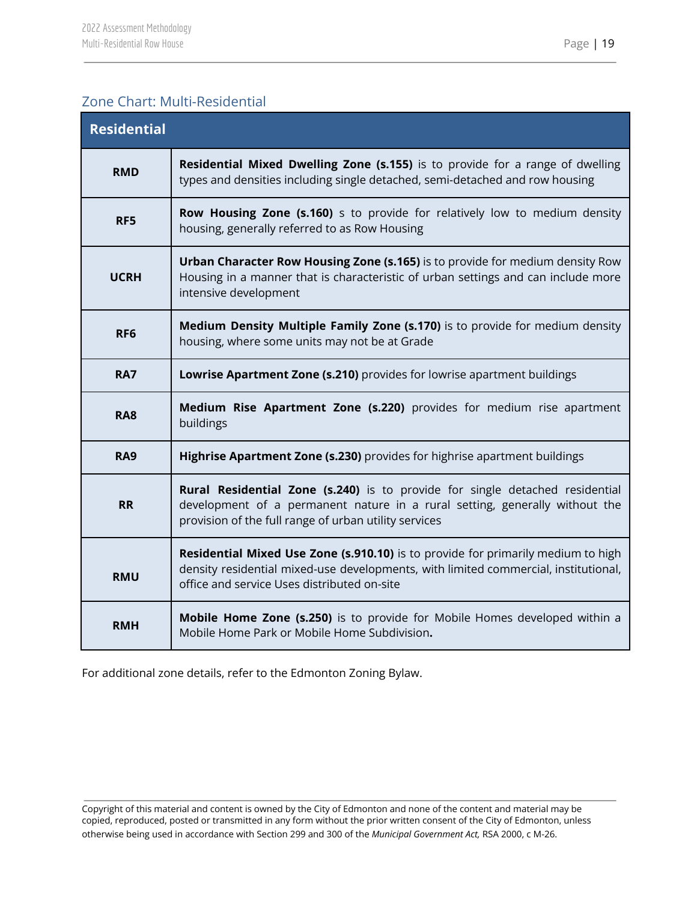## Zone Chart: Multi-Residential

| Residential | |
|---|---|
| **RMD** | **Residential Mixed Dwelling Zone (s.155)** is to provide for a range of dwelling types and densities including single detached, semi-detached and row housing |
| **RF5** | **Row Housing Zone (s.160)** s to provide for relatively low to medium density housing, generally referred to as Row Housing |
| **UCRH** | **Urban Character Row Housing Zone (s.165)** is to provide for medium density Row Housing in a manner that is characteristic of urban settings and can include more intensive development |
| **RF6** | **Medium Density Multiple Family Zone (s.170)** is to provide for medium density housing, where some units may not be at Grade |
| **RA7** | **Lowrise Apartment Zone (s.210)** provides for lowrise apartment buildings |
| **RA8** | **Medium Rise Apartment Zone (s.220)** provides for medium rise apartment buildings |
| **RA9** | **Highrise Apartment Zone (s.230)** provides for highrise apartment buildings |
| **RR** | **Rural Residential Zone (s.240)** is to provide for single detached residential development of a permanent nature in a rural setting, generally without the provision of the full range of urban utility services |
| **RMU** | **Residential Mixed Use Zone (s.910.10)** is to provide for primarily medium to high density residential mixed-use developments, with limited commercial, institutional, office and service Uses distributed on-site |
| **RMH** | **Mobile Home Zone (s.250)** is to provide for Mobile Homes developed within a Mobile Home Park or Mobile Home Subdivision**.** |

For additional zone details, refer to the Edmonton Zoning Bylaw.

Copyright of this material and content is owned by the City of Edmonton and none of the content and material may be copied, reproduced, posted or transmitted in any form without the prior written consent of the City of Edmonton, unless otherwise being used in accordance with Section 299 and 300 of the *Municipal Government Act,* RSA 2000, c M-26.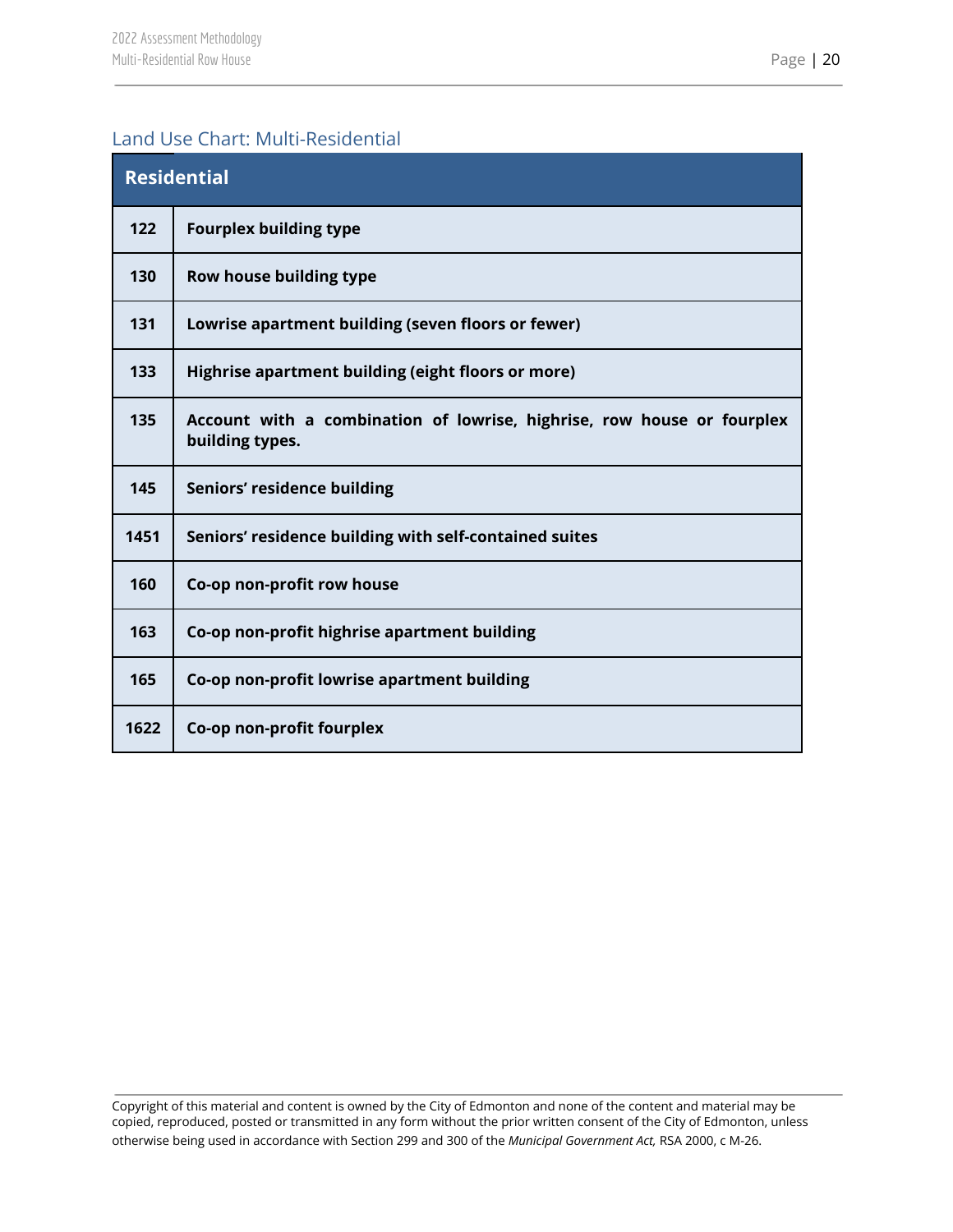## Land Use Chart: Multi-Residential

| Residential | |
|---|---|
| **122** | **Fourplex building type** |
| **130** | **Row house building type** |
| **131** | **Lowrise apartment building (seven floors or fewer)** |
| **133** | **Highrise apartment building (eight floors or more)** |
| **135** | **Account with a combination of lowrise, highrise, row house or fourplex building types.** |
| **145** | **Seniors' residence building** |
| **1451** | **Seniors' residence building with self-contained suites** |
| **160** | **Co-op non-profit row house** |
| **163** | **Co-op non-profit highrise apartment building** |
| **165** | **Co-op non-profit lowrise apartment building** |
| **1622** | **Co-op non-profit fourplex** |

Copyright of this material and content is owned by the City of Edmonton and none of the content and material may be copied, reproduced, posted or transmitted in any form without the prior written consent of the City of Edmonton, unless otherwise being used in accordance with Section 299 and 300 of the *Municipal Government Act,* RSA 2000, c M-26.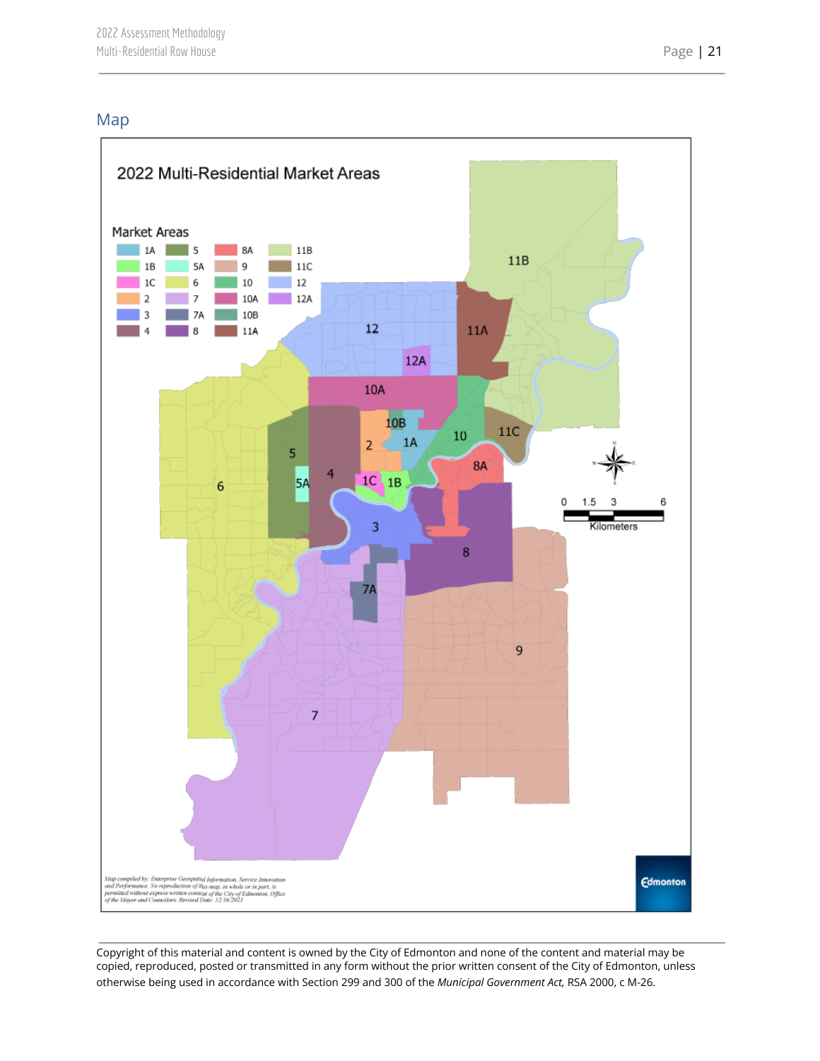## Map

2022 Multi-Residential Market Areas

Market Areas

| | | | |
|---|---|---|---|
| 1A | 5 | 8A | 11B |
| 1B | 5A | 9 | 11C |
| 1C | 6 | 10 | 12 |
| 2 | 7 | 10A | 12A |
| 3 | 7A | 10B | |
| 4 | 8 | 11A | |

0 1.5 3 6
Kilometers

*Map compiled by: Enterprise Geospatial Information, Service Innovation and Performance. No reproduction of this map, in whole or in part, is permitted without express written consent of the City of Edmonton, Office of the Mayor and Councilors. Revised Date: 12/16/2021*

Edmonton

---

Copyright of this material and content is owned by the City of Edmonton and none of the content and material may be copied, reproduced, posted or transmitted in any form without the prior written consent of the City of Edmonton, unless otherwise being used in accordance with Section 299 and 300 of the *Municipal Government Act,* RSA 2000, c M-26.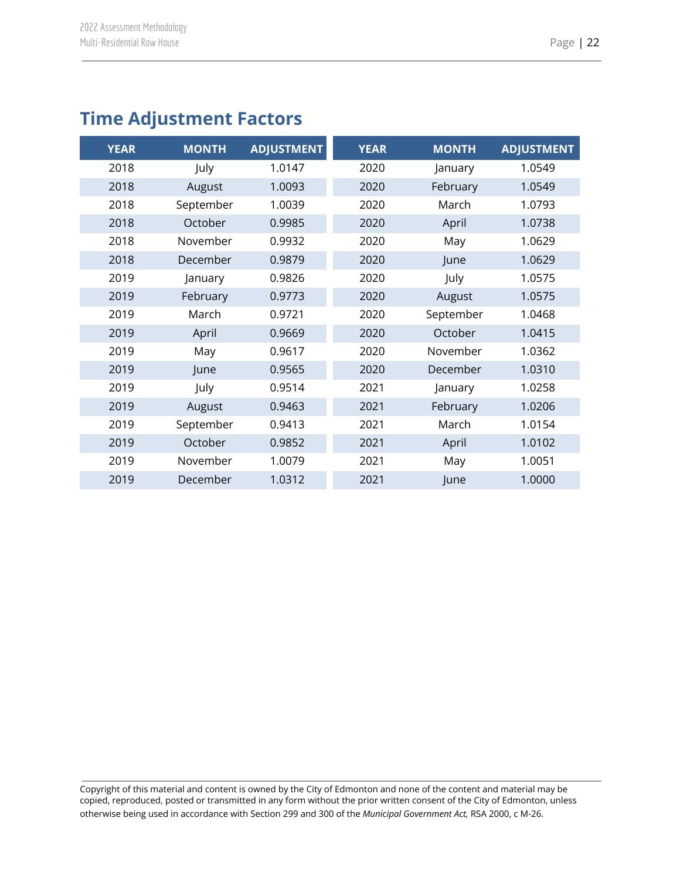## Time Adjustment Factors

| YEAR | MONTH | ADJUSTMENT |
| --- | --- | --- |
| 2018 | July | 1.0147 |
| 2018 | August | 1.0093 |
| 2018 | September | 1.0039 |
| 2018 | October | 0.9985 |
| 2018 | November | 0.9932 |
| 2018 | December | 0.9879 |
| 2019 | January | 0.9826 |
| 2019 | February | 0.9773 |
| 2019 | March | 0.9721 |
| 2019 | April | 0.9669 |
| 2019 | May | 0.9617 |
| 2019 | June | 0.9565 |
| 2019 | July | 0.9514 |
| 2019 | August | 0.9463 |
| 2019 | September | 0.9413 |
| 2019 | October | 0.9852 |
| 2019 | November | 1.0079 |
| 2019 | December | 1.0312 |
| 2020 | January | 1.0549 |
| 2020 | February | 1.0549 |
| 2020 | March | 1.0793 |
| 2020 | April | 1.0738 |
| 2020 | May | 1.0629 |
| 2020 | June | 1.0629 |
| 2020 | July | 1.0575 |
| 2020 | August | 1.0575 |
| 2020 | September | 1.0468 |
| 2020 | October | 1.0415 |
| 2020 | November | 1.0362 |
| 2020 | December | 1.0310 |
| 2021 | January | 1.0258 |
| 2021 | February | 1.0206 |
| 2021 | March | 1.0154 |
| 2021 | April | 1.0102 |
| 2021 | May | 1.0051 |
| 2021 | June | 1.0000 |